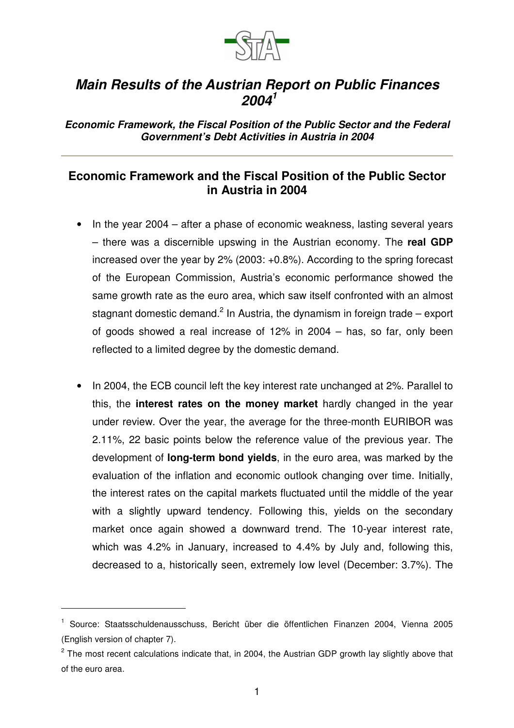# *Main Results of the Austrian Report on Public Finances 2004*[1]

***Economic Framework, the Fiscal Position of the Public Sector and the Federal Government's Debt Activities in Austria in 2004***

## Economic Framework and the Fiscal Position of the Public Sector in Austria in 2004

- In the year 2004 – after a phase of economic weakness, lasting several years – there was a discernible upswing in the Austrian economy. The **real GDP** increased over the year by 2% (2003: +0.8%). According to the spring forecast of the European Commission, Austria's economic performance showed the same growth rate as the euro area, which saw itself confronted with an almost stagnant domestic demand.[2] In Austria, the dynamism in foreign trade – export of goods showed a real increase of 12% in 2004 – has, so far, only been reflected to a limited degree by the domestic demand.

- In 2004, the ECB council left the key interest rate unchanged at 2%. Parallel to this, the **interest rates on the money market** hardly changed in the year under review. Over the year, the average for the three-month EURIBOR was 2.11%, 22 basic points below the reference value of the previous year. The development of **long-term bond yields**, in the euro area, was marked by the evaluation of the inflation and economic outlook changing over time. Initially, the interest rates on the capital markets fluctuated until the middle of the year with a slightly upward tendency. Following this, yields on the secondary market once again showed a downward trend. The 10-year interest rate, which was 4.2% in January, increased to 4.4% by July and, following this, decreased to a, historically seen, extremely low level (December: 3.7%). The

---

[1] Source: Staatsschuldenausschuss, Bericht über die öffentlichen Finanzen 2004, Vienna 2005 (English version of chapter 7).

[2] The most recent calculations indicate that, in 2004, the Austrian GDP growth lay slightly above that of the euro area.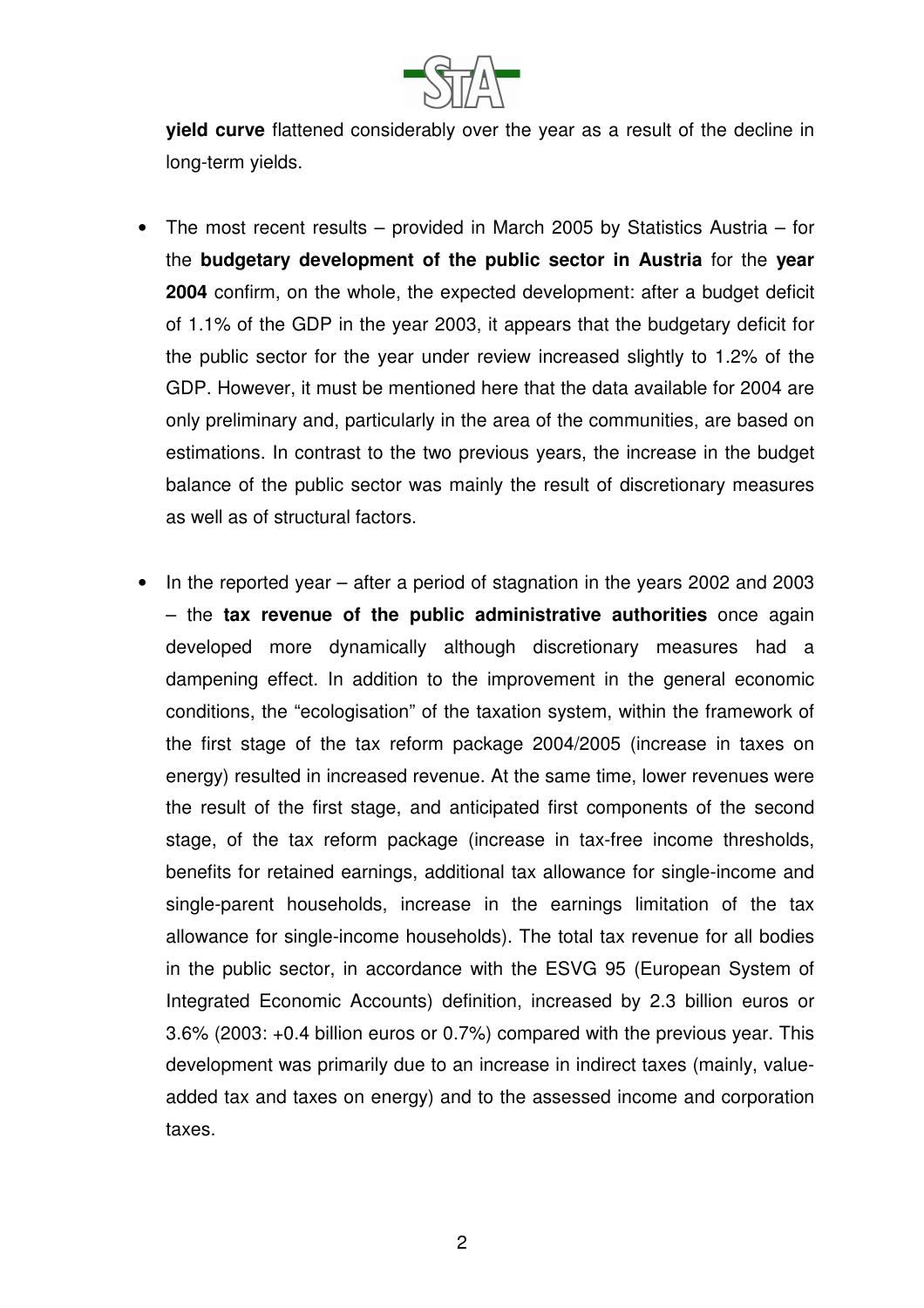**yield curve** flattened considerably over the year as a result of the decline in long-term yields.

- The most recent results – provided in March 2005 by Statistics Austria – for the **budgetary development of the public sector in Austria** for the **year 2004** confirm, on the whole, the expected development: after a budget deficit of 1.1% of the GDP in the year 2003, it appears that the budgetary deficit for the public sector for the year under review increased slightly to 1.2% of the GDP. However, it must be mentioned here that the data available for 2004 are only preliminary and, particularly in the area of the communities, are based on estimations. In contrast to the two previous years, the increase in the budget balance of the public sector was mainly the result of discretionary measures as well as of structural factors.

- In the reported year – after a period of stagnation in the years 2002 and 2003 – the **tax revenue of the public administrative authorities** once again developed more dynamically although discretionary measures had a dampening effect. In addition to the improvement in the general economic conditions, the "ecologisation" of the taxation system, within the framework of the first stage of the tax reform package 2004/2005 (increase in taxes on energy) resulted in increased revenue. At the same time, lower revenues were the result of the first stage, and anticipated first components of the second stage, of the tax reform package (increase in tax-free income thresholds, benefits for retained earnings, additional tax allowance for single-income and single-parent households, increase in the earnings limitation of the tax allowance for single-income households). The total tax revenue for all bodies in the public sector, in accordance with the ESVG 95 (European System of Integrated Economic Accounts) definition, increased by 2.3 billion euros or 3.6% (2003: +0.4 billion euros or 0.7%) compared with the previous year. This development was primarily due to an increase in indirect taxes (mainly, value-added tax and taxes on energy) and to the assessed income and corporation taxes.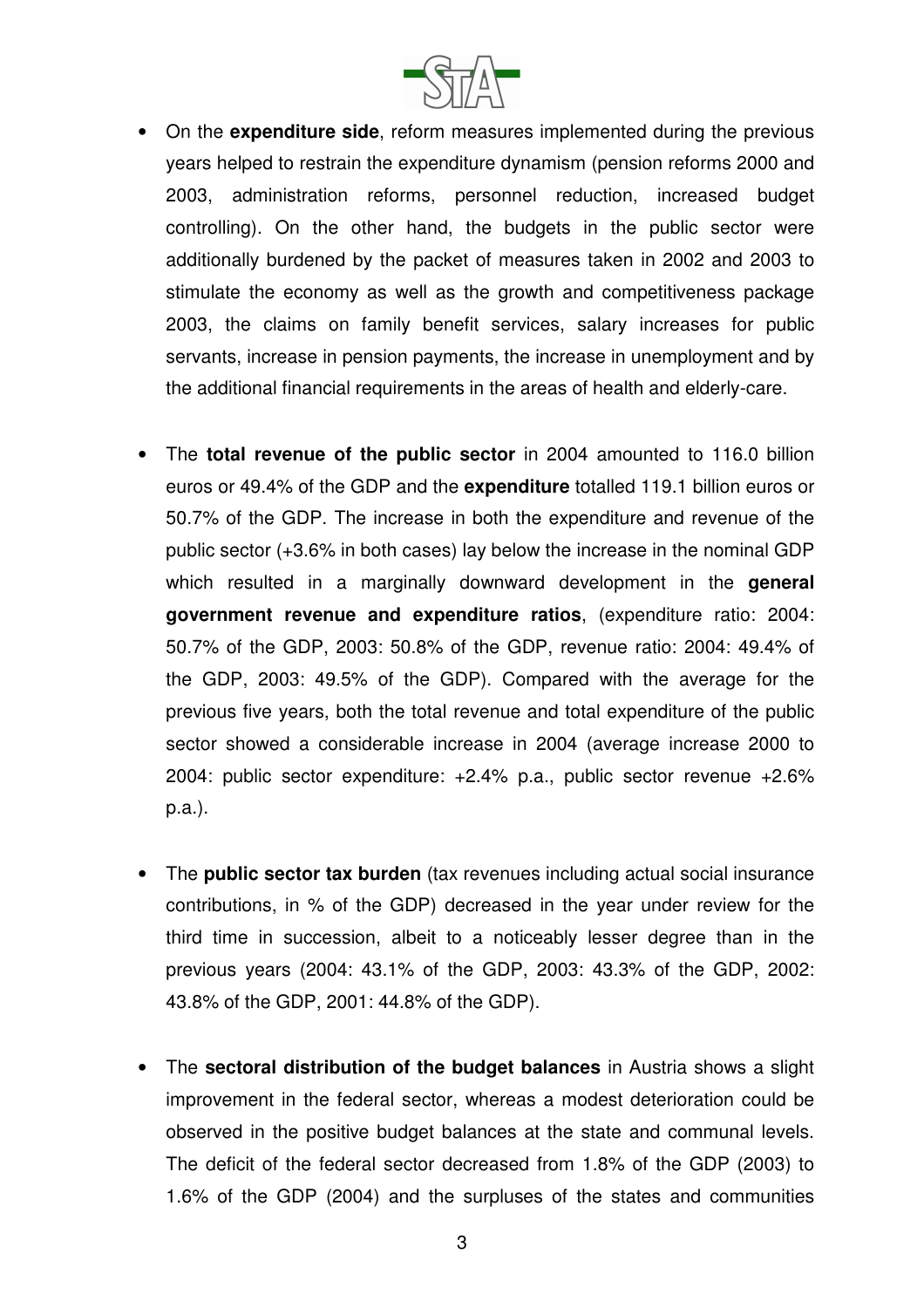- On the **expenditure side**, reform measures implemented during the previous years helped to restrain the expenditure dynamism (pension reforms 2000 and 2003, administration reforms, personnel reduction, increased budget controlling). On the other hand, the budgets in the public sector were additionally burdened by the packet of measures taken in 2002 and 2003 to stimulate the economy as well as the growth and competitiveness package 2003, the claims on family benefit services, salary increases for public servants, increase in pension payments, the increase in unemployment and by the additional financial requirements in the areas of health and elderly-care.

- The **total revenue of the public sector** in 2004 amounted to 116.0 billion euros or 49.4% of the GDP and the **expenditure** totalled 119.1 billion euros or 50.7% of the GDP. The increase in both the expenditure and revenue of the public sector (+3.6% in both cases) lay below the increase in the nominal GDP which resulted in a marginally downward development in the **general government revenue and expenditure ratios**, (expenditure ratio: 2004: 50.7% of the GDP, 2003: 50.8% of the GDP, revenue ratio: 2004: 49.4% of the GDP, 2003: 49.5% of the GDP). Compared with the average for the previous five years, both the total revenue and total expenditure of the public sector showed a considerable increase in 2004 (average increase 2000 to 2004: public sector expenditure: +2.4% p.a., public sector revenue +2.6% p.a.).

- The **public sector tax burden** (tax revenues including actual social insurance contributions, in % of the GDP) decreased in the year under review for the third time in succession, albeit to a noticeably lesser degree than in the previous years (2004: 43.1% of the GDP, 2003: 43.3% of the GDP, 2002: 43.8% of the GDP, 2001: 44.8% of the GDP).

- The **sectoral distribution of the budget balances** in Austria shows a slight improvement in the federal sector, whereas a modest deterioration could be observed in the positive budget balances at the state and communal levels. The deficit of the federal sector decreased from 1.8% of the GDP (2003) to 1.6% of the GDP (2004) and the surpluses of the states and communities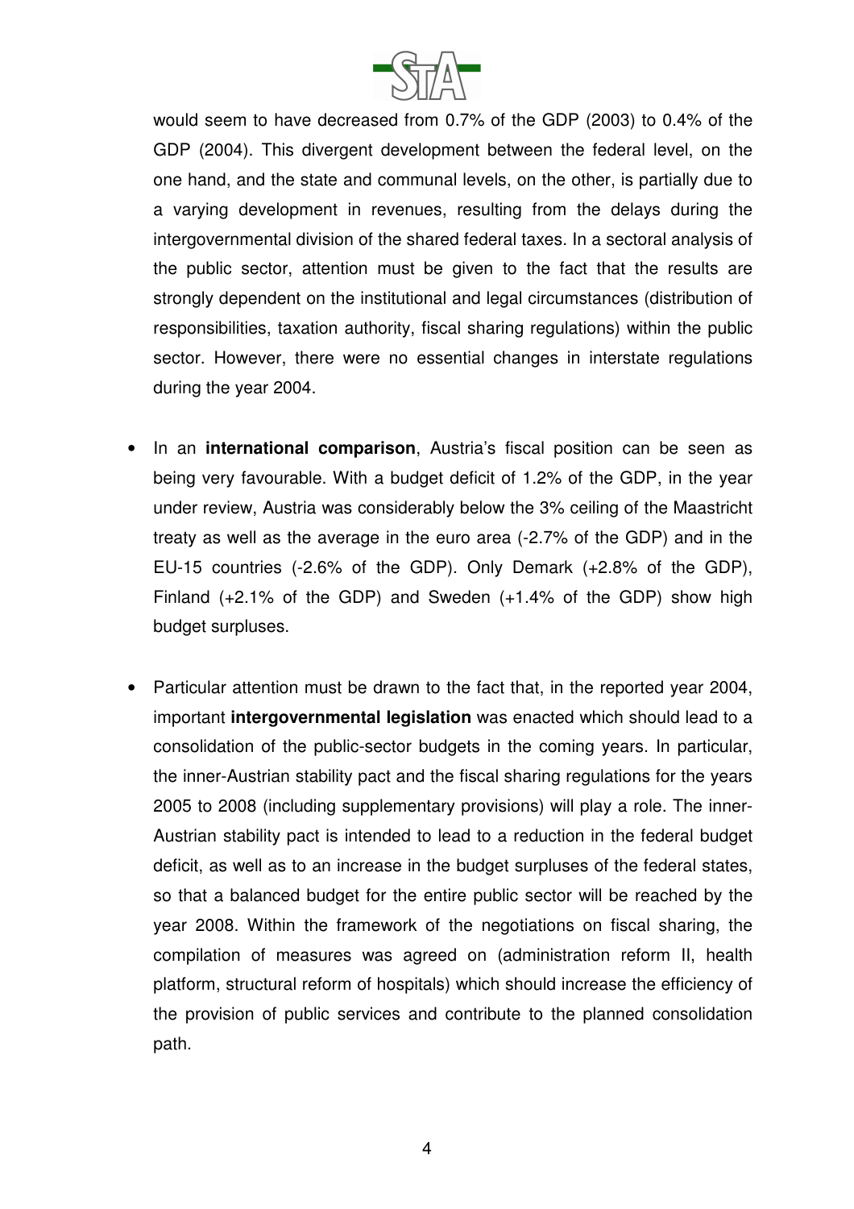would seem to have decreased from 0.7% of the GDP (2003) to 0.4% of the GDP (2004). This divergent development between the federal level, on the one hand, and the state and communal levels, on the other, is partially due to a varying development in revenues, resulting from the delays during the intergovernmental division of the shared federal taxes. In a sectoral analysis of the public sector, attention must be given to the fact that the results are strongly dependent on the institutional and legal circumstances (distribution of responsibilities, taxation authority, fiscal sharing regulations) within the public sector. However, there were no essential changes in interstate regulations during the year 2004.

- In an **international comparison**, Austria's fiscal position can be seen as being very favourable. With a budget deficit of 1.2% of the GDP, in the year under review, Austria was considerably below the 3% ceiling of the Maastricht treaty as well as the average in the euro area (-2.7% of the GDP) and in the EU-15 countries (-2.6% of the GDP). Only Demark (+2.8% of the GDP), Finland (+2.1% of the GDP) and Sweden (+1.4% of the GDP) show high budget surpluses.

- Particular attention must be drawn to the fact that, in the reported year 2004, important **intergovernmental legislation** was enacted which should lead to a consolidation of the public-sector budgets in the coming years. In particular, the inner-Austrian stability pact and the fiscal sharing regulations for the years 2005 to 2008 (including supplementary provisions) will play a role. The inner-Austrian stability pact is intended to lead to a reduction in the federal budget deficit, as well as to an increase in the budget surpluses of the federal states, so that a balanced budget for the entire public sector will be reached by the year 2008. Within the framework of the negotiations on fiscal sharing, the compilation of measures was agreed on (administration reform II, health platform, structural reform of hospitals) which should increase the efficiency of the provision of public services and contribute to the planned consolidation path.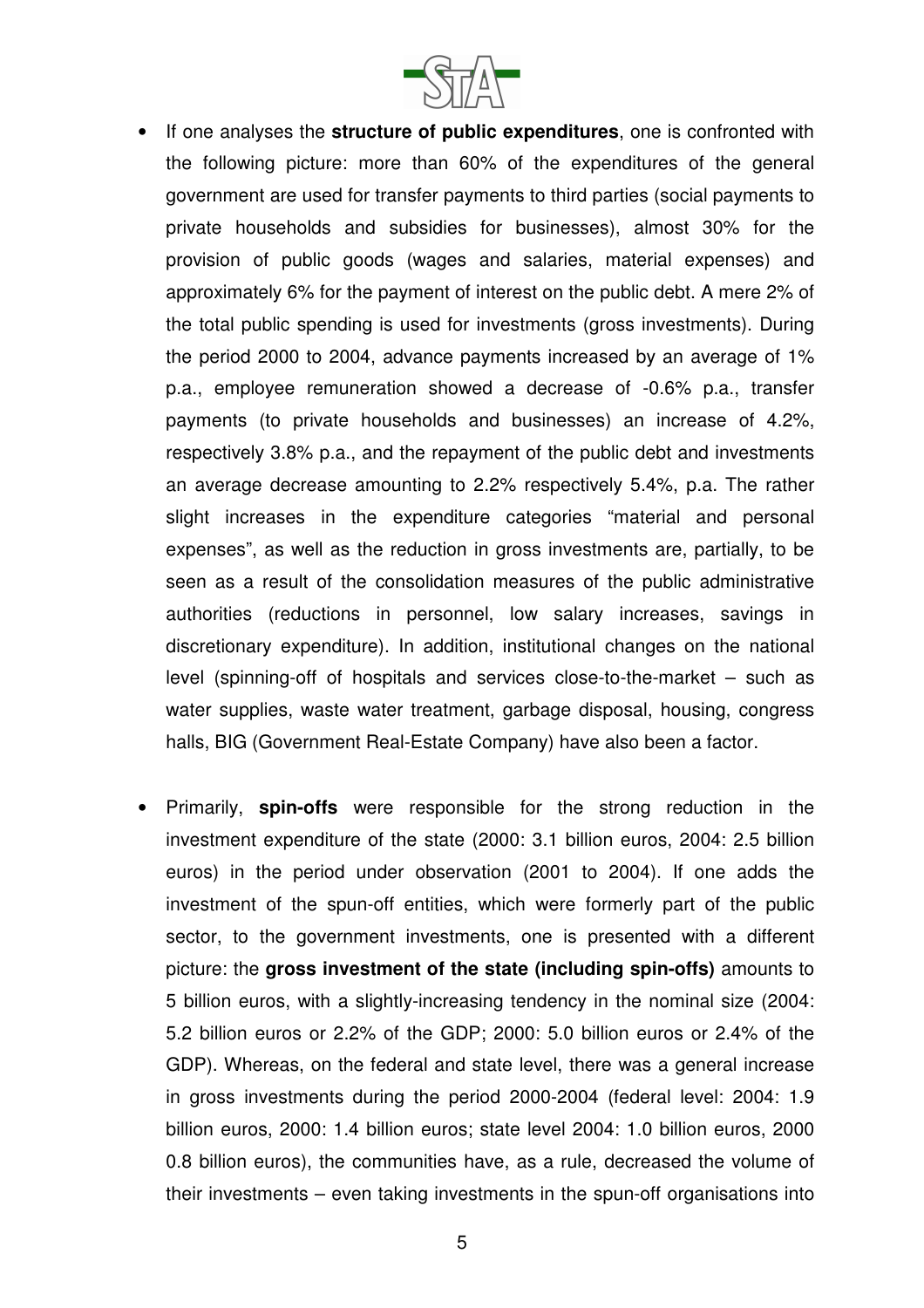- If one analyses the **structure of public expenditures**, one is confronted with the following picture: more than 60% of the expenditures of the general government are used for transfer payments to third parties (social payments to private households and subsidies for businesses), almost 30% for the provision of public goods (wages and salaries, material expenses) and approximately 6% for the payment of interest on the public debt. A mere 2% of the total public spending is used for investments (gross investments). During the period 2000 to 2004, advance payments increased by an average of 1% p.a., employee remuneration showed a decrease of -0.6% p.a., transfer payments (to private households and businesses) an increase of 4.2%, respectively 3.8% p.a., and the repayment of the public debt and investments an average decrease amounting to 2.2% respectively 5.4%, p.a. The rather slight increases in the expenditure categories "material and personal expenses", as well as the reduction in gross investments are, partially, to be seen as a result of the consolidation measures of the public administrative authorities (reductions in personnel, low salary increases, savings in discretionary expenditure). In addition, institutional changes on the national level (spinning-off of hospitals and services close-to-the-market – such as water supplies, waste water treatment, garbage disposal, housing, congress halls, BIG (Government Real-Estate Company) have also been a factor.

- Primarily, **spin-offs** were responsible for the strong reduction in the investment expenditure of the state (2000: 3.1 billion euros, 2004: 2.5 billion euros) in the period under observation (2001 to 2004). If one adds the investment of the spun-off entities, which were formerly part of the public sector, to the government investments, one is presented with a different picture: the **gross investment of the state (including spin-offs)** amounts to 5 billion euros, with a slightly-increasing tendency in the nominal size (2004: 5.2 billion euros or 2.2% of the GDP; 2000: 5.0 billion euros or 2.4% of the GDP). Whereas, on the federal and state level, there was a general increase in gross investments during the period 2000-2004 (federal level: 2004: 1.9 billion euros, 2000: 1.4 billion euros; state level 2004: 1.0 billion euros, 2000 0.8 billion euros), the communities have, as a rule, decreased the volume of their investments – even taking investments in the spun-off organisations into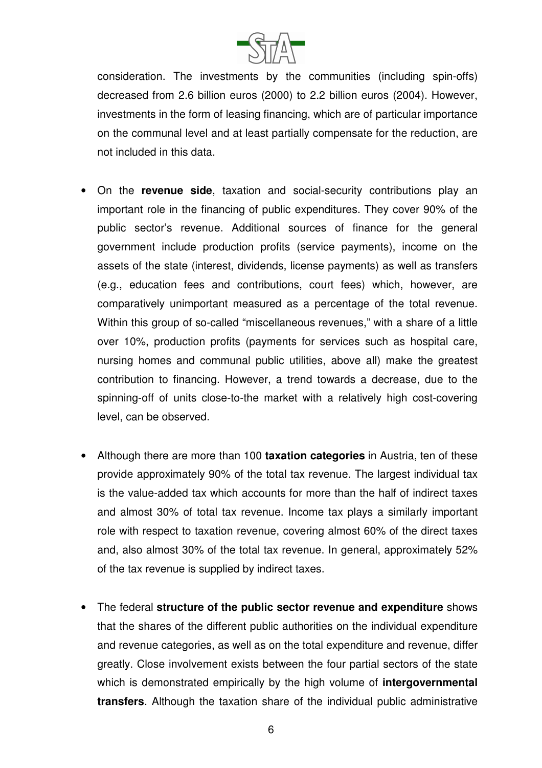consideration. The investments by the communities (including spin-offs) decreased from 2.6 billion euros (2000) to 2.2 billion euros (2004). However, investments in the form of leasing financing, which are of particular importance on the communal level and at least partially compensate for the reduction, are not included in this data.

- On the **revenue side**, taxation and social-security contributions play an important role in the financing of public expenditures. They cover 90% of the public sector's revenue. Additional sources of finance for the general government include production profits (service payments), income on the assets of the state (interest, dividends, license payments) as well as transfers (e.g., education fees and contributions, court fees) which, however, are comparatively unimportant measured as a percentage of the total revenue. Within this group of so-called "miscellaneous revenues," with a share of a little over 10%, production profits (payments for services such as hospital care, nursing homes and communal public utilities, above all) make the greatest contribution to financing. However, a trend towards a decrease, due to the spinning-off of units close-to-the market with a relatively high cost-covering level, can be observed.

- Although there are more than 100 **taxation categories** in Austria, ten of these provide approximately 90% of the total tax revenue. The largest individual tax is the value-added tax which accounts for more than the half of indirect taxes and almost 30% of total tax revenue. Income tax plays a similarly important role with respect to taxation revenue, covering almost 60% of the direct taxes and, also almost 30% of the total tax revenue. In general, approximately 52% of the tax revenue is supplied by indirect taxes.

- The federal **structure of the public sector revenue and expenditure** shows that the shares of the different public authorities on the individual expenditure and revenue categories, as well as on the total expenditure and revenue, differ greatly. Close involvement exists between the four partial sectors of the state which is demonstrated empirically by the high volume of **intergovernmental transfers**. Although the taxation share of the individual public administrative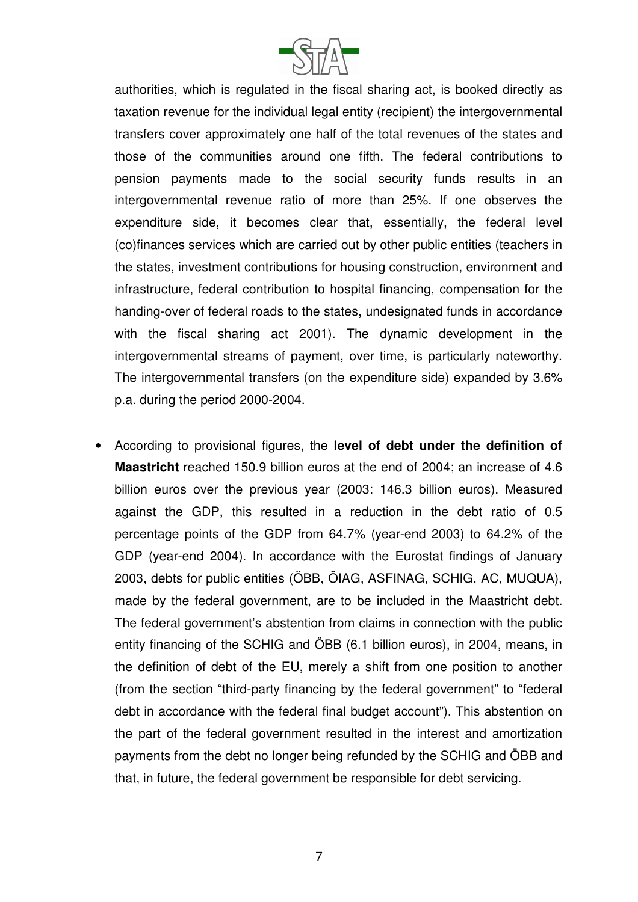authorities, which is regulated in the fiscal sharing act, is booked directly as taxation revenue for the individual legal entity (recipient) the intergovernmental transfers cover approximately one half of the total revenues of the states and those of the communities around one fifth. The federal contributions to pension payments made to the social security funds results in an intergovernmental revenue ratio of more than 25%. If one observes the expenditure side, it becomes clear that, essentially, the federal level (co)finances services which are carried out by other public entities (teachers in the states, investment contributions for housing construction, environment and infrastructure, federal contribution to hospital financing, compensation for the handing-over of federal roads to the states, undesignated funds in accordance with the fiscal sharing act 2001). The dynamic development in the intergovernmental streams of payment, over time, is particularly noteworthy. The intergovernmental transfers (on the expenditure side) expanded by 3.6% p.a. during the period 2000-2004.

- According to provisional figures, the **level of debt under the definition of Maastricht** reached 150.9 billion euros at the end of 2004; an increase of 4.6 billion euros over the previous year (2003: 146.3 billion euros). Measured against the GDP, this resulted in a reduction in the debt ratio of 0.5 percentage points of the GDP from 64.7% (year-end 2003) to 64.2% of the GDP (year-end 2004). In accordance with the Eurostat findings of January 2003, debts for public entities (ÖBB, ÖIAG, ASFINAG, SCHIG, AC, MUQUA), made by the federal government, are to be included in the Maastricht debt. The federal government's abstention from claims in connection with the public entity financing of the SCHIG and ÖBB (6.1 billion euros), in 2004, means, in the definition of debt of the EU, merely a shift from one position to another (from the section "third-party financing by the federal government" to "federal debt in accordance with the federal final budget account"). This abstention on the part of the federal government resulted in the interest and amortization payments from the debt no longer being refunded by the SCHIG and ÖBB and that, in future, the federal government be responsible for debt servicing.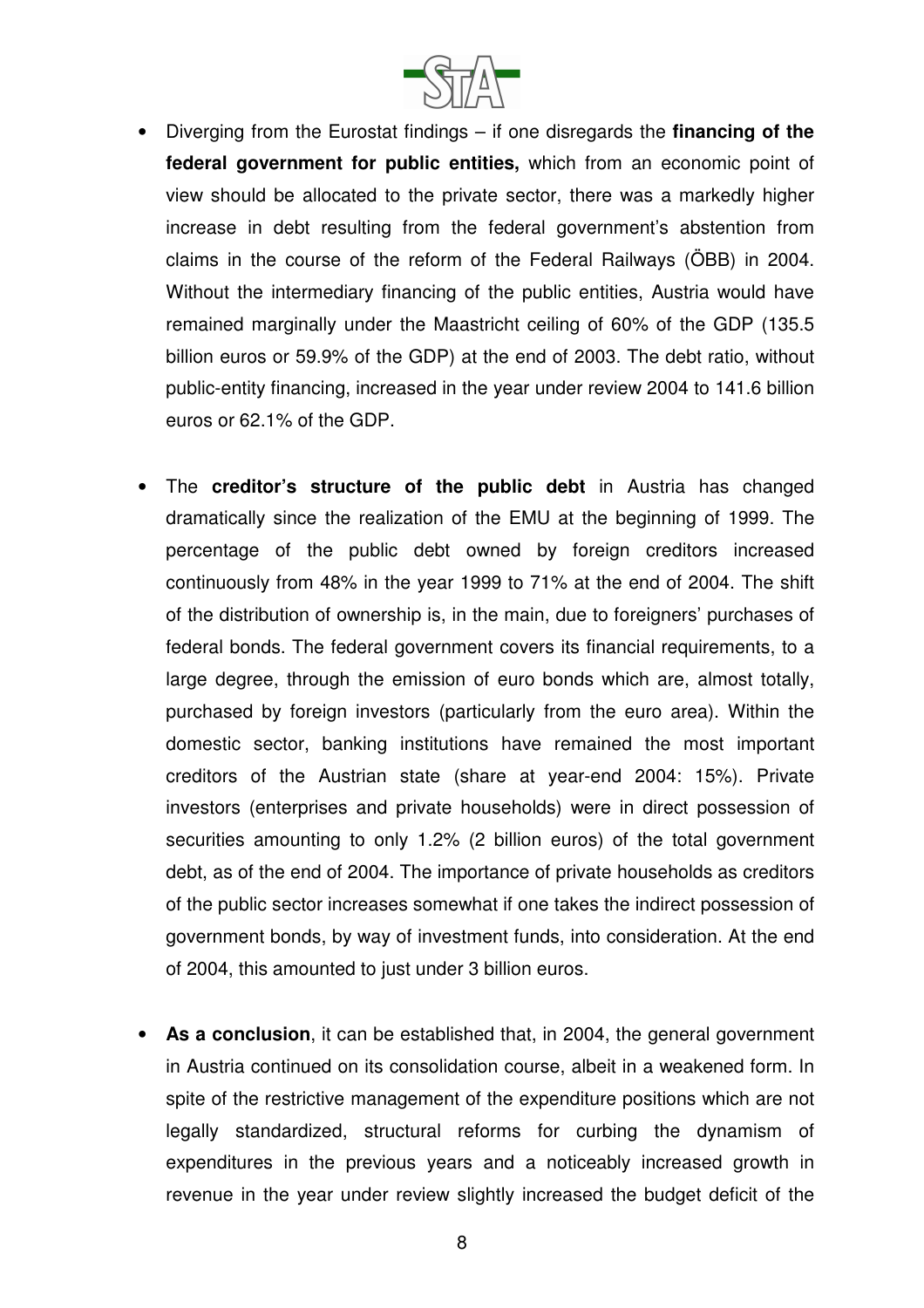- Diverging from the Eurostat findings – if one disregards the **financing of the federal government for public entities,** which from an economic point of view should be allocated to the private sector, there was a markedly higher increase in debt resulting from the federal government's abstention from claims in the course of the reform of the Federal Railways (ÖBB) in 2004. Without the intermediary financing of the public entities, Austria would have remained marginally under the Maastricht ceiling of 60% of the GDP (135.5 billion euros or 59.9% of the GDP) at the end of 2003. The debt ratio, without public-entity financing, increased in the year under review 2004 to 141.6 billion euros or 62.1% of the GDP.

- The **creditor's structure of the public debt** in Austria has changed dramatically since the realization of the EMU at the beginning of 1999. The percentage of the public debt owned by foreign creditors increased continuously from 48% in the year 1999 to 71% at the end of 2004. The shift of the distribution of ownership is, in the main, due to foreigners' purchases of federal bonds. The federal government covers its financial requirements, to a large degree, through the emission of euro bonds which are, almost totally, purchased by foreign investors (particularly from the euro area). Within the domestic sector, banking institutions have remained the most important creditors of the Austrian state (share at year-end 2004: 15%). Private investors (enterprises and private households) were in direct possession of securities amounting to only 1.2% (2 billion euros) of the total government debt, as of the end of 2004. The importance of private households as creditors of the public sector increases somewhat if one takes the indirect possession of government bonds, by way of investment funds, into consideration. At the end of 2004, this amounted to just under 3 billion euros.

- **As a conclusion**, it can be established that, in 2004, the general government in Austria continued on its consolidation course, albeit in a weakened form. In spite of the restrictive management of the expenditure positions which are not legally standardized, structural reforms for curbing the dynamism of expenditures in the previous years and a noticeably increased growth in revenue in the year under review slightly increased the budget deficit of the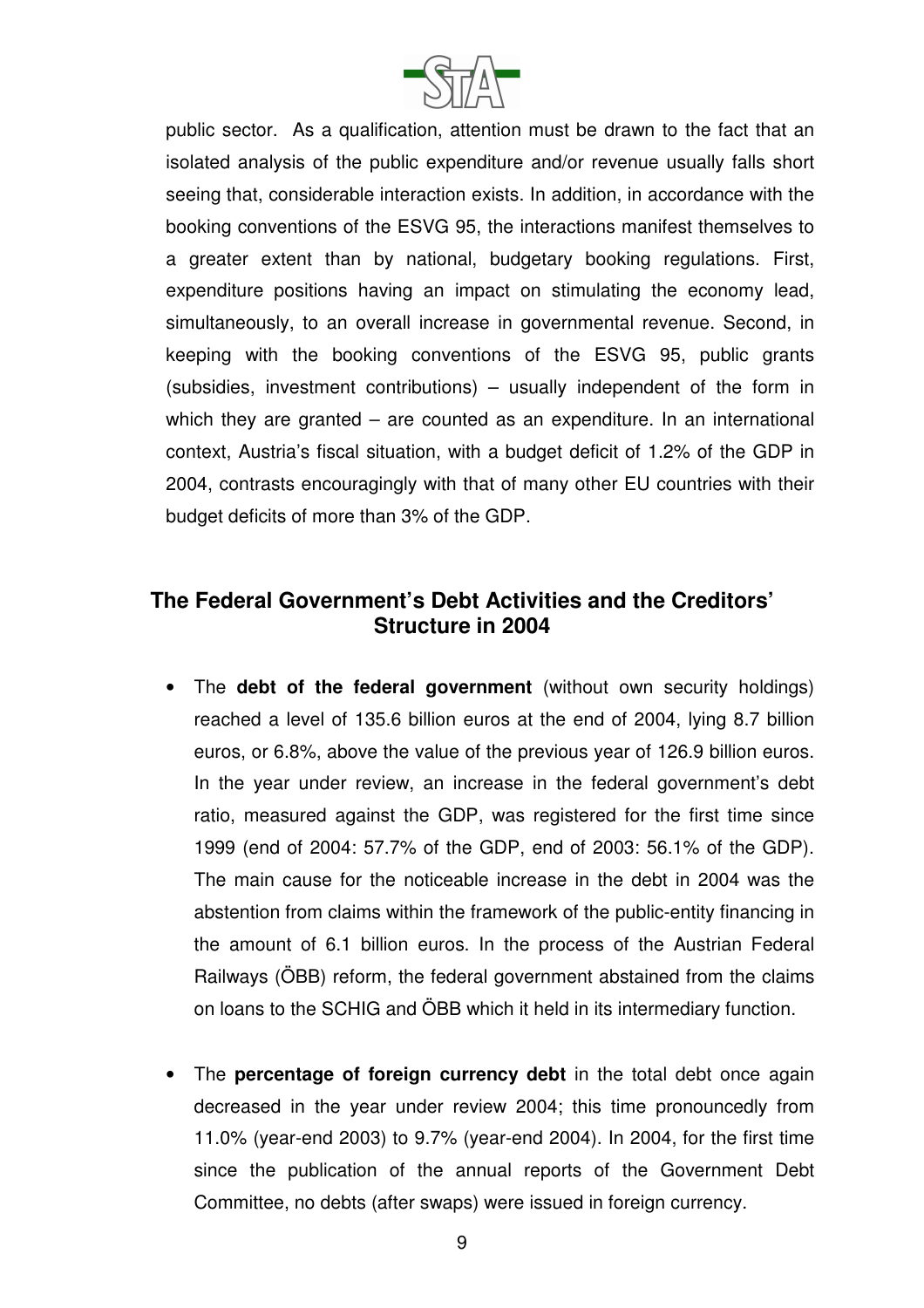public sector. As a qualification, attention must be drawn to the fact that an isolated analysis of the public expenditure and/or revenue usually falls short seeing that, considerable interaction exists. In addition, in accordance with the booking conventions of the ESVG 95, the interactions manifest themselves to a greater extent than by national, budgetary booking regulations. First, expenditure positions having an impact on stimulating the economy lead, simultaneously, to an overall increase in governmental revenue. Second, in keeping with the booking conventions of the ESVG 95, public grants (subsidies, investment contributions) – usually independent of the form in which they are granted – are counted as an expenditure. In an international context, Austria's fiscal situation, with a budget deficit of 1.2% of the GDP in 2004, contrasts encouragingly with that of many other EU countries with their budget deficits of more than 3% of the GDP.

## The Federal Government's Debt Activities and the Creditors' Structure in 2004

- The **debt of the federal government** (without own security holdings) reached a level of 135.6 billion euros at the end of 2004, lying 8.7 billion euros, or 6.8%, above the value of the previous year of 126.9 billion euros. In the year under review, an increase in the federal government's debt ratio, measured against the GDP, was registered for the first time since 1999 (end of 2004: 57.7% of the GDP, end of 2003: 56.1% of the GDP). The main cause for the noticeable increase in the debt in 2004 was the abstention from claims within the framework of the public-entity financing in the amount of 6.1 billion euros. In the process of the Austrian Federal Railways (ÖBB) reform, the federal government abstained from the claims on loans to the SCHIG and ÖBB which it held in its intermediary function.

- The **percentage of foreign currency debt** in the total debt once again decreased in the year under review 2004; this time pronouncedly from 11.0% (year-end 2003) to 9.7% (year-end 2004). In 2004, for the first time since the publication of the annual reports of the Government Debt Committee, no debts (after swaps) were issued in foreign currency.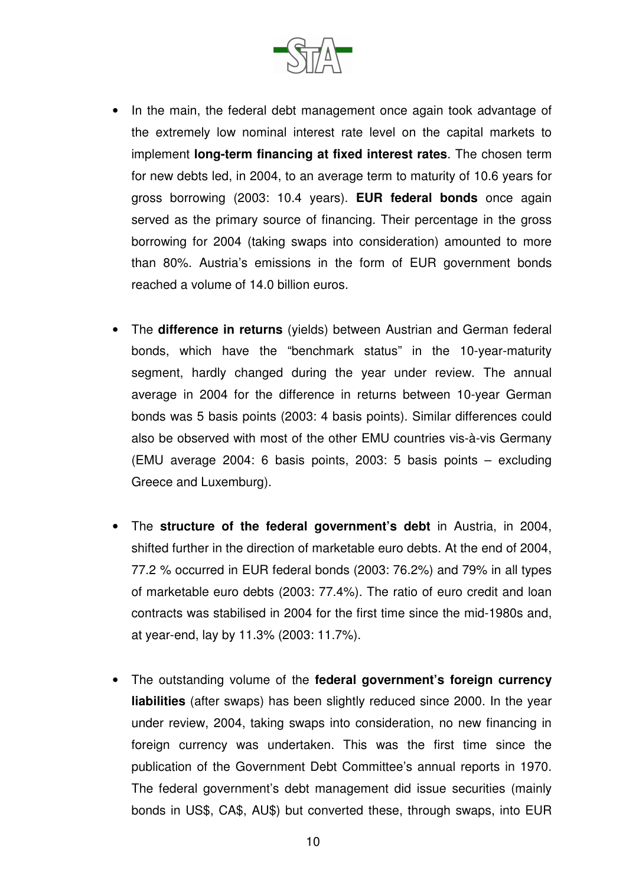- In the main, the federal debt management once again took advantage of the extremely low nominal interest rate level on the capital markets to implement **long-term financing at fixed interest rates**. The chosen term for new debts led, in 2004, to an average term to maturity of 10.6 years for gross borrowing (2003: 10.4 years). **EUR federal bonds** once again served as the primary source of financing. Their percentage in the gross borrowing for 2004 (taking swaps into consideration) amounted to more than 80%. Austria's emissions in the form of EUR government bonds reached a volume of 14.0 billion euros.

- The **difference in returns** (yields) between Austrian and German federal bonds, which have the "benchmark status" in the 10-year-maturity segment, hardly changed during the year under review. The annual average in 2004 for the difference in returns between 10-year German bonds was 5 basis points (2003: 4 basis points). Similar differences could also be observed with most of the other EMU countries vis-à-vis Germany (EMU average 2004: 6 basis points, 2003: 5 basis points – excluding Greece and Luxemburg).

- The **structure of the federal government's debt** in Austria, in 2004, shifted further in the direction of marketable euro debts. At the end of 2004, 77.2 % occurred in EUR federal bonds (2003: 76.2%) and 79% in all types of marketable euro debts (2003: 77.4%). The ratio of euro credit and loan contracts was stabilised in 2004 for the first time since the mid-1980s and, at year-end, lay by 11.3% (2003: 11.7%).

- The outstanding volume of the **federal government's foreign currency liabilities** (after swaps) has been slightly reduced since 2000. In the year under review, 2004, taking swaps into consideration, no new financing in foreign currency was undertaken. This was the first time since the publication of the Government Debt Committee's annual reports in 1970. The federal government's debt management did issue securities (mainly bonds in US$, CA$, AU$) but converted these, through swaps, into EUR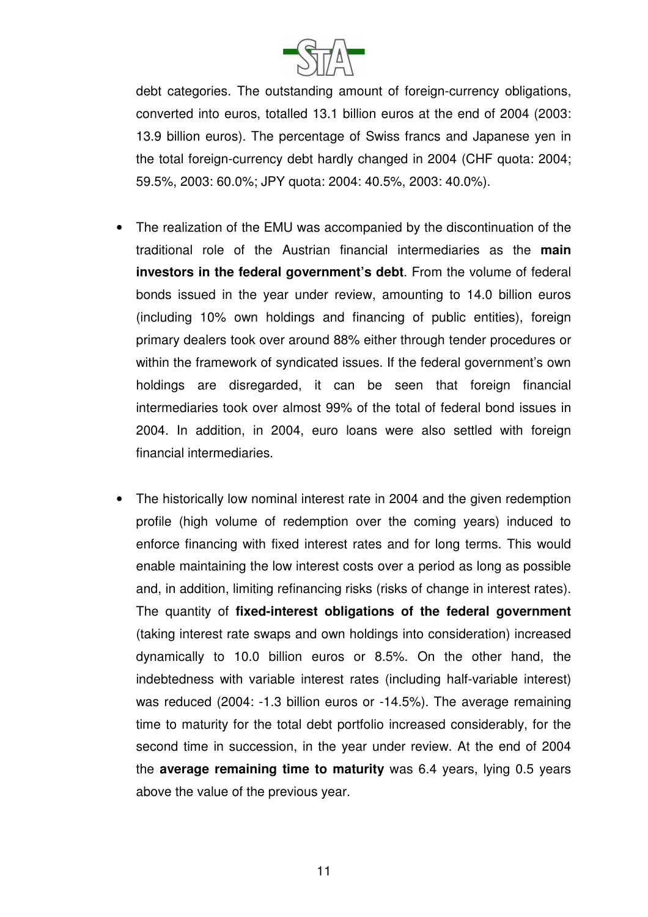debt categories. The outstanding amount of foreign-currency obligations, converted into euros, totalled 13.1 billion euros at the end of 2004 (2003: 13.9 billion euros). The percentage of Swiss francs and Japanese yen in the total foreign-currency debt hardly changed in 2004 (CHF quota: 2004; 59.5%, 2003: 60.0%; JPY quota: 2004: 40.5%, 2003: 40.0%).

- The realization of the EMU was accompanied by the discontinuation of the traditional role of the Austrian financial intermediaries as the **main investors in the federal government's debt**. From the volume of federal bonds issued in the year under review, amounting to 14.0 billion euros (including 10% own holdings and financing of public entities), foreign primary dealers took over around 88% either through tender procedures or within the framework of syndicated issues. If the federal government's own holdings are disregarded, it can be seen that foreign financial intermediaries took over almost 99% of the total of federal bond issues in 2004. In addition, in 2004, euro loans were also settled with foreign financial intermediaries.

- The historically low nominal interest rate in 2004 and the given redemption profile (high volume of redemption over the coming years) induced to enforce financing with fixed interest rates and for long terms. This would enable maintaining the low interest costs over a period as long as possible and, in addition, limiting refinancing risks (risks of change in interest rates). The quantity of **fixed-interest obligations of the federal government** (taking interest rate swaps and own holdings into consideration) increased dynamically to 10.0 billion euros or 8.5%. On the other hand, the indebtedness with variable interest rates (including half-variable interest) was reduced (2004: -1.3 billion euros or -14.5%). The average remaining time to maturity for the total debt portfolio increased considerably, for the second time in succession, in the year under review. At the end of 2004 the **average remaining time to maturity** was 6.4 years, lying 0.5 years above the value of the previous year.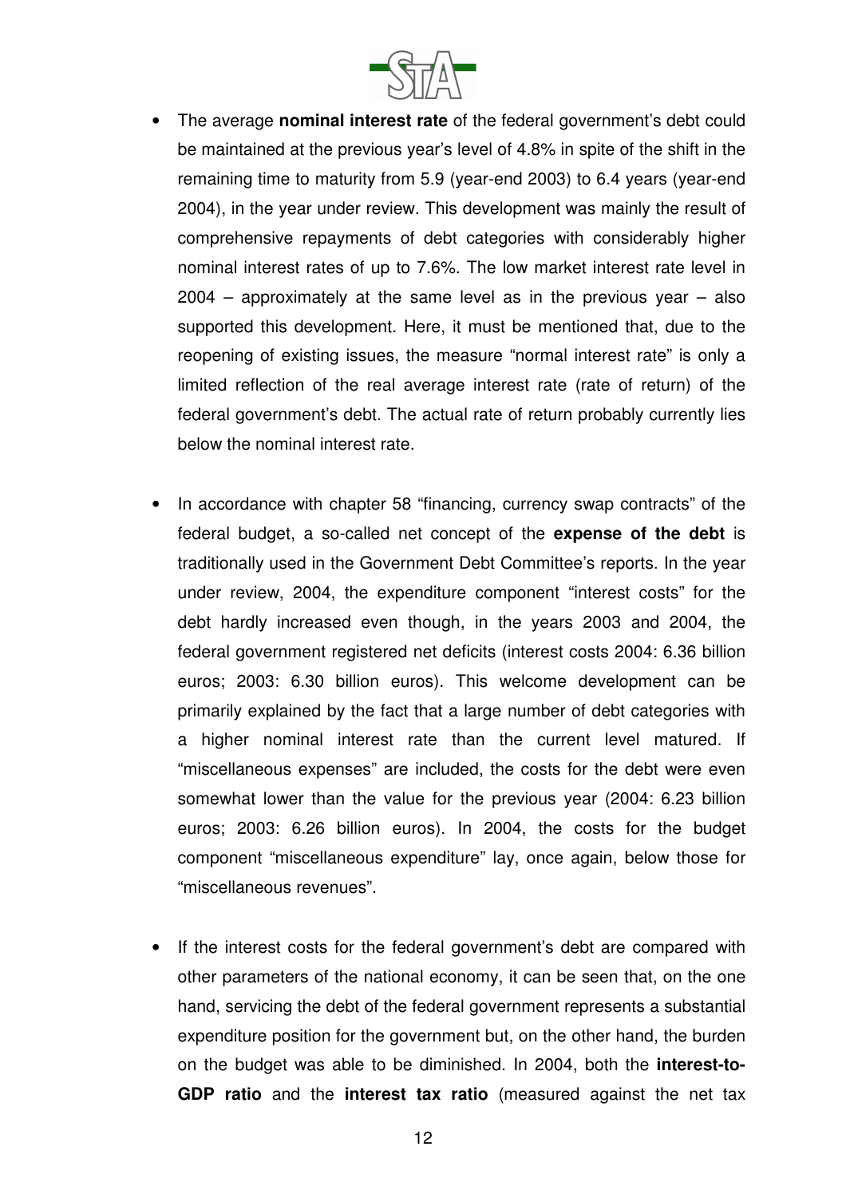- The average **nominal interest rate** of the federal government's debt could be maintained at the previous year's level of 4.8% in spite of the shift in the remaining time to maturity from 5.9 (year-end 2003) to 6.4 years (year-end 2004), in the year under review. This development was mainly the result of comprehensive repayments of debt categories with considerably higher nominal interest rates of up to 7.6%. The low market interest rate level in 2004 – approximately at the same level as in the previous year – also supported this development. Here, it must be mentioned that, due to the reopening of existing issues, the measure "normal interest rate" is only a limited reflection of the real average interest rate (rate of return) of the federal government's debt. The actual rate of return probably currently lies below the nominal interest rate.

- In accordance with chapter 58 "financing, currency swap contracts" of the federal budget, a so-called net concept of the **expense of the debt** is traditionally used in the Government Debt Committee's reports. In the year under review, 2004, the expenditure component "interest costs" for the debt hardly increased even though, in the years 2003 and 2004, the federal government registered net deficits (interest costs 2004: 6.36 billion euros; 2003: 6.30 billion euros). This welcome development can be primarily explained by the fact that a large number of debt categories with a higher nominal interest rate than the current level matured. If "miscellaneous expenses" are included, the costs for the debt were even somewhat lower than the value for the previous year (2004: 6.23 billion euros; 2003: 6.26 billion euros). In 2004, the costs for the budget component "miscellaneous expenditure" lay, once again, below those for "miscellaneous revenues".

- If the interest costs for the federal government's debt are compared with other parameters of the national economy, it can be seen that, on the one hand, servicing the debt of the federal government represents a substantial expenditure position for the government but, on the other hand, the burden on the budget was able to be diminished. In 2004, both the **interest-to-GDP ratio** and the **interest tax ratio** (measured against the net tax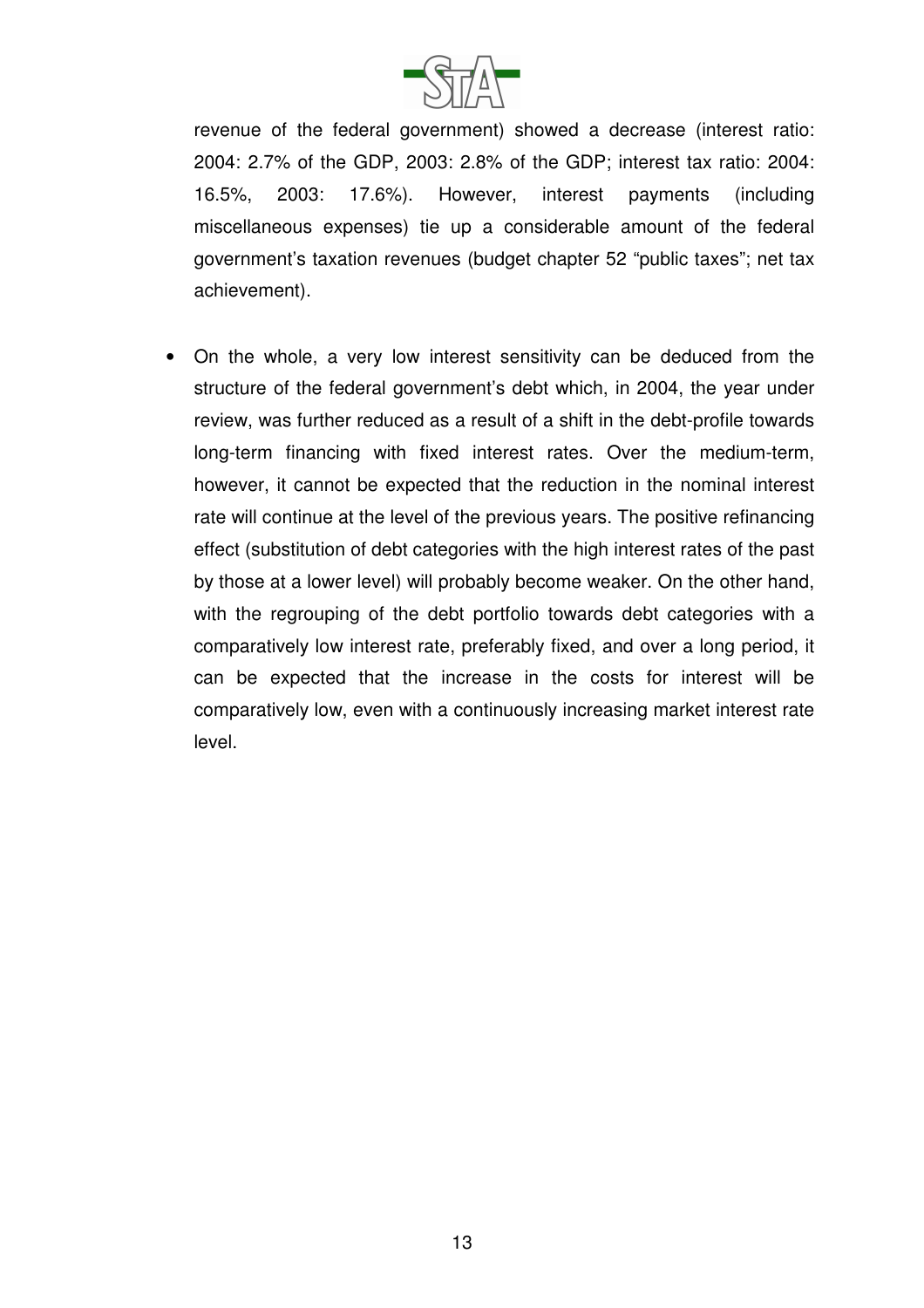revenue of the federal government) showed a decrease (interest ratio: 2004: 2.7% of the GDP, 2003: 2.8% of the GDP; interest tax ratio: 2004: 16.5%, 2003: 17.6%). However, interest payments (including miscellaneous expenses) tie up a considerable amount of the federal government's taxation revenues (budget chapter 52 "public taxes"; net tax achievement).

- On the whole, a very low interest sensitivity can be deduced from the structure of the federal government's debt which, in 2004, the year under review, was further reduced as a result of a shift in the debt-profile towards long-term financing with fixed interest rates. Over the medium-term, however, it cannot be expected that the reduction in the nominal interest rate will continue at the level of the previous years. The positive refinancing effect (substitution of debt categories with the high interest rates of the past by those at a lower level) will probably become weaker. On the other hand, with the regrouping of the debt portfolio towards debt categories with a comparatively low interest rate, preferably fixed, and over a long period, it can be expected that the increase in the costs for interest will be comparatively low, even with a continuously increasing market interest rate level.